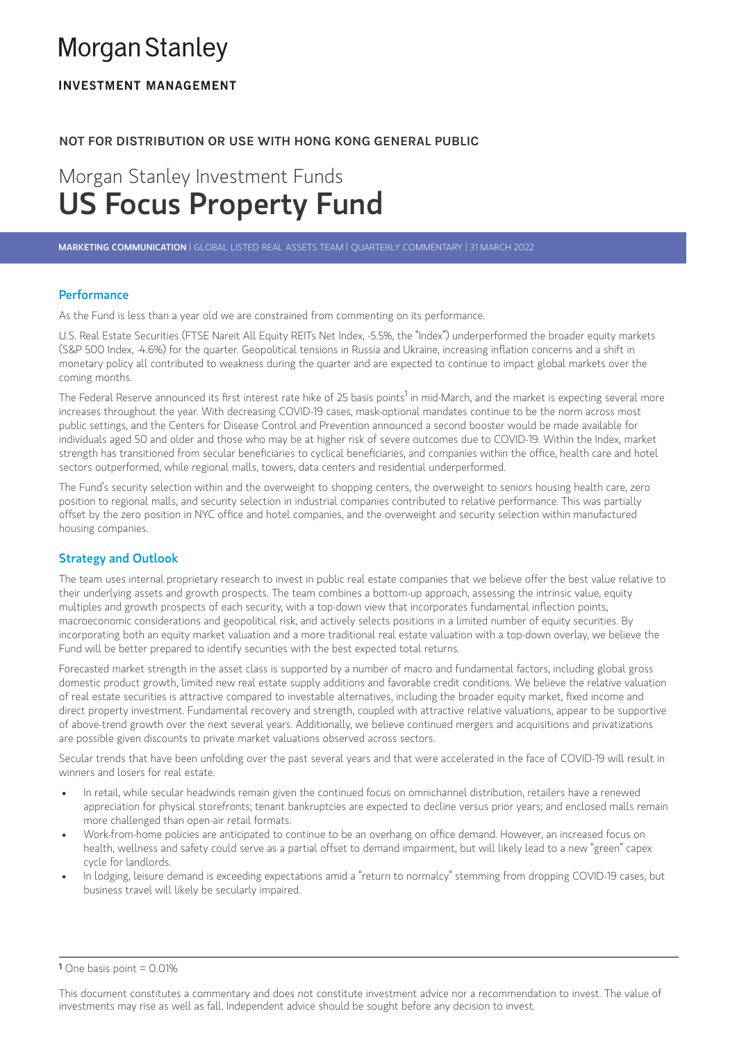# Morgan Stanley

**INVESTMENT MANAGEMENT**

**NOT FOR DISTRIBUTION OR USE WITH HONG KONG GENERAL PUBLIC**

# Morgan Stanley Investment Funds
# US Focus Property Fund

**MARKETING COMMUNICATION** | GLOBAL LISTED REAL ASSETS TEAM | QUARTERLY COMMENTARY | 31 MARCH 2022

## Performance

As the Fund is less than a year old we are constrained from commenting on its performance.

U.S. Real Estate Securities (FTSE Nareit All Equity REITs Net Index, -5.5%, the "Index") underperformed the broader equity markets (S&P 500 Index, -4.6%) for the quarter. Geopolitical tensions in Russia and Ukraine, increasing inflation concerns and a shift in monetary policy all contributed to weakness during the quarter and are expected to continue to impact global markets over the coming months.

The Federal Reserve announced its first interest rate hike of 25 basis points[1] in mid-March, and the market is expecting several more increases throughout the year. With decreasing COVID-19 cases, mask-optional mandates continue to be the norm across most public settings, and the Centers for Disease Control and Prevention announced a second booster would be made available for individuals aged 50 and older and those who may be at higher risk of severe outcomes due to COVID-19. Within the Index, market strength has transitioned from secular beneficiaries to cyclical beneficiaries, and companies within the office, health care and hotel sectors outperformed, while regional malls, towers, data centers and residential underperformed.

The Fund's security selection within and the overweight to shopping centers, the overweight to seniors housing health care, zero position to regional malls, and security selection in industrial companies contributed to relative performance. This was partially offset by the zero position in NYC office and hotel companies, and the overweight and security selection within manufactured housing companies.

## Strategy and Outlook

The team uses internal proprietary research to invest in public real estate companies that we believe offer the best value relative to their underlying assets and growth prospects. The team combines a bottom-up approach, assessing the intrinsic value, equity multiples and growth prospects of each security, with a top-down view that incorporates fundamental inflection points, macroeconomic considerations and geopolitical risk, and actively selects positions in a limited number of equity securities. By incorporating both an equity market valuation and a more traditional real estate valuation with a top-down overlay, we believe the Fund will be better prepared to identify securities with the best expected total returns.

Forecasted market strength in the asset class is supported by a number of macro and fundamental factors, including global gross domestic product growth, limited new real estate supply additions and favorable credit conditions. We believe the relative valuation of real estate securities is attractive compared to investable alternatives, including the broader equity market, fixed income and direct property investment. Fundamental recovery and strength, coupled with attractive relative valuations, appear to be supportive of above-trend growth over the next several years. Additionally, we believe continued mergers and acquisitions and privatizations are possible given discounts to private market valuations observed across sectors.

Secular trends that have been unfolding over the past several years and that were accelerated in the face of COVID-19 will result in winners and losers for real estate.

- In retail, while secular headwinds remain given the continued focus on omnichannel distribution, retailers have a renewed appreciation for physical storefronts; tenant bankruptcies are expected to decline versus prior years; and enclosed malls remain more challenged than open-air retail formats.
- Work-from-home policies are anticipated to continue to be an overhang on office demand. However, an increased focus on health, wellness and safety could serve as a partial offset to demand impairment, but will likely lead to a new "green" capex cycle for landlords.
- In lodging, leisure demand is exceeding expectations amid a "return to normalcy" stemming from dropping COVID-19 cases, but business travel will likely be secularly impaired.

[1] One basis point = 0.01%

This document constitutes a commentary and does not constitute investment advice nor a recommendation to invest. The value of investments may rise as well as fall. Independent advice should be sought before any decision to invest.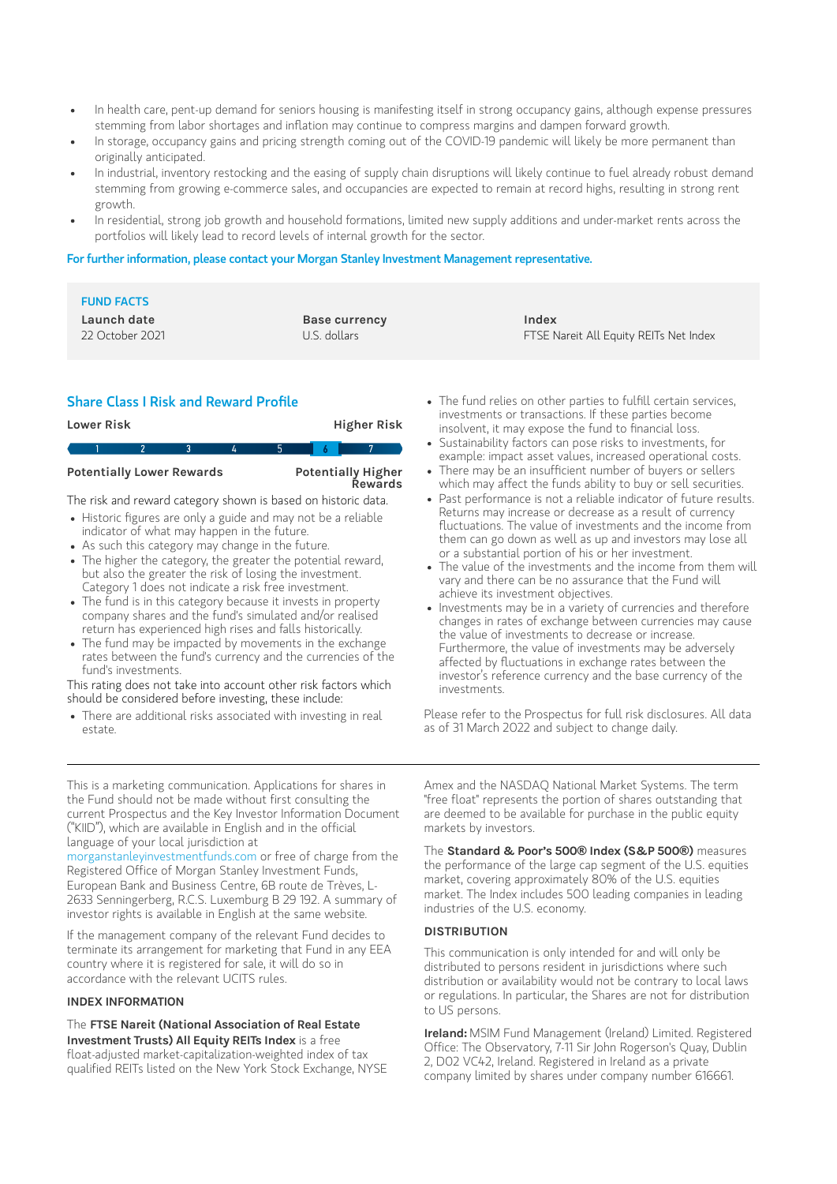- In health care, pent-up demand for seniors housing is manifesting itself in strong occupancy gains, although expense pressures stemming from labor shortages and inflation may continue to compress margins and dampen forward growth.
- In storage, occupancy gains and pricing strength coming out of the COVID-19 pandemic will likely be more permanent than originally anticipated.
- In industrial, inventory restocking and the easing of supply chain disruptions will likely continue to fuel already robust demand stemming from growing e-commerce sales, and occupancies are expected to remain at record highs, resulting in strong rent growth.
- In residential, strong job growth and household formations, limited new supply additions and under-market rents across the portfolios will likely lead to record levels of internal growth for the sector.

**For further information, please contact your Morgan Stanley Investment Management representative.**

### FUND FACTS

| Launch date | Base currency | Index |
|---|---|---|
| 22 October 2021 | U.S. dollars | FTSE Nareit All Equity REITs Net Index |

### Share Class I Risk and Reward Profile

| Lower Risk | | | | | | Higher Risk |
|---|---|---|---|---|---|---|
| 1 | 2 | 3 | 4 | 5 | **6** | 7 |
| Potentially Lower Rewards | | | | | | Potentially Higher Rewards |

The risk and reward category shown is based on historic data.

- Historic figures are only a guide and may not be a reliable indicator of what may happen in the future.
- As such this category may change in the future.
- The higher the category, the greater the potential reward, but also the greater the risk of losing the investment. Category 1 does not indicate a risk free investment.
- The fund is in this category because it invests in property company shares and the fund's simulated and/or realised return has experienced high rises and falls historically.
- The fund may be impacted by movements in the exchange rates between the fund's currency and the currencies of the fund's investments.

This rating does not take into account other risk factors which should be considered before investing, these include:

- There are additional risks associated with investing in real estate.
- The fund relies on other parties to fulfill certain services, investments or transactions. If these parties become insolvent, it may expose the fund to financial loss.
- Sustainability factors can pose risks to investments, for example: impact asset values, increased operational costs.
- There may be an insufficient number of buyers or sellers which may affect the funds ability to buy or sell securities.
- Past performance is not a reliable indicator of future results. Returns may increase or decrease as a result of currency fluctuations. The value of investments and the income from them can go down as well as up and investors may lose all or a substantial portion of his or her investment.
- The value of the investments and the income from them will vary and there can be no assurance that the Fund will achieve its investment objectives.
- Investments may be in a variety of currencies and therefore changes in rates of exchange between currencies may cause the value of investments to decrease or increase. Furthermore, the value of investments may be adversely affected by fluctuations in exchange rates between the investor's reference currency and the base currency of the investments.

Please refer to the Prospectus for full risk disclosures. All data as of 31 March 2022 and subject to change daily.

---

This is a marketing communication. Applications for shares in the Fund should not be made without first consulting the current Prospectus and the Key Investor Information Document ("KIID"), which are available in English and in the official language of your local jurisdiction at morganstanleyinvestmentfunds.com or free of charge from the Registered Office of Morgan Stanley Investment Funds, European Bank and Business Centre, 6B route de Trèves, L-2633 Senningerberg, R.C.S. Luxemburg B 29 192. A summary of investor rights is available in English at the same website.

If the management company of the relevant Fund decides to terminate its arrangement for marketing that Fund in any EEA country where it is registered for sale, it will do so in accordance with the relevant UCITS rules.

#### INDEX INFORMATION

The **FTSE Nareit (National Association of Real Estate Investment Trusts) All Equity REITs Index** is a free float-adjusted market-capitalization-weighted index of tax qualified REITs listed on the New York Stock Exchange, NYSE Amex and the NASDAQ National Market Systems. The term "free float" represents the portion of shares outstanding that are deemed to be available for purchase in the public equity markets by investors.

The **Standard & Poor's 500® Index (S&P 500®)** measures the performance of the large cap segment of the U.S. equities market, covering approximately 80% of the U.S. equities market. The Index includes 500 leading companies in leading industries of the U.S. economy.

#### DISTRIBUTION

This communication is only intended for and will only be distributed to persons resident in jurisdictions where such distribution or availability would not be contrary to local laws or regulations. In particular, the Shares are not for distribution to US persons.

**Ireland:** MSIM Fund Management (Ireland) Limited. Registered Office: The Observatory, 7-11 Sir John Rogerson's Quay, Dublin 2, D02 VC42, Ireland. Registered in Ireland as a private company limited by shares under company number 616661.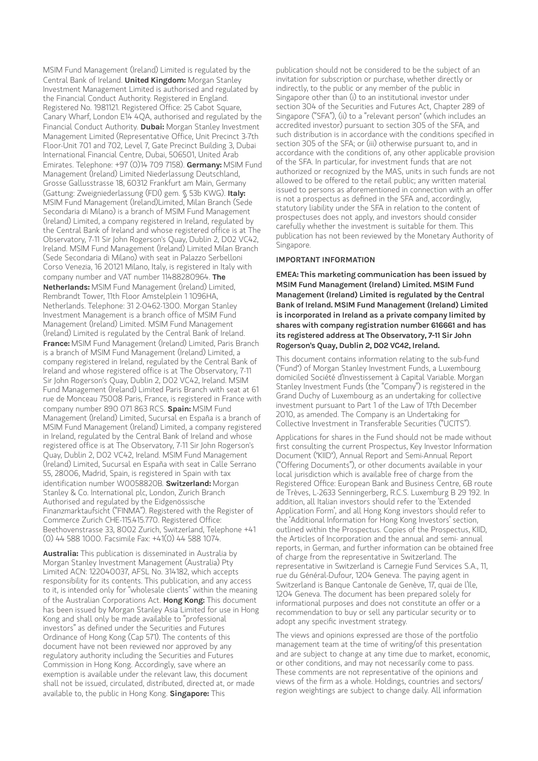MSIM Fund Management (Ireland) Limited is regulated by the Central Bank of Ireland. **United Kingdom:** Morgan Stanley Investment Management Limited is authorised and regulated by the Financial Conduct Authority. Registered in England. Registered No. 1981121. Registered Office: 25 Cabot Square, Canary Wharf, London E14 4QA, authorised and regulated by the Financial Conduct Authority. **Dubai:** Morgan Stanley Investment Management Limited (Representative Office, Unit Precinct 3-7th Floor-Unit 701 and 702, Level 7, Gate Precinct Building 3, Dubai International Financial Centre, Dubai, 506501, United Arab Emirates. Telephone: +97 (0)14 709 7158). **Germany:** MSIM Fund Management (Ireland) Limited Niederlassung Deutschland, Grosse Gallusstrasse 18, 60312 Frankfurt am Main, Germany (Gattung: Zweigniederlassung (FDI) gem. § 53b KWG). **Italy:** MSIM Fund Management (Ireland)Limited, Milan Branch (Sede Secondaria di Milano) is a branch of MSIM Fund Management (Ireland) Limited, a company registered in Ireland, regulated by the Central Bank of Ireland and whose registered office is at The Observatory, 7-11 Sir John Rogerson's Quay, Dublin 2, D02 VC42, Ireland. MSIM Fund Management (Ireland) Limited Milan Branch (Sede Secondaria di Milano) with seat in Palazzo Serbelloni Corso Venezia, 16 20121 Milano, Italy, is registered in Italy with company number and VAT number 11488280964. **The Netherlands:** MSIM Fund Management (Ireland) Limited, Rembrandt Tower, 11th Floor Amstelplein 1 1096HA, Netherlands. Telephone: 31 2-0462-1300. Morgan Stanley Investment Management is a branch office of MSIM Fund Management (Ireland) Limited. MSIM Fund Management (Ireland) Limited is regulated by the Central Bank of Ireland. **France:** MSIM Fund Management (Ireland) Limited, Paris Branch is a branch of MSIM Fund Management (Ireland) Limited, a company registered in Ireland, regulated by the Central Bank of Ireland and whose registered office is at The Observatory, 7-11 Sir John Rogerson's Quay, Dublin 2, D02 VC42, Ireland. MSIM Fund Management (Ireland) Limited Paris Branch with seat at 61 rue de Monceau 75008 Paris, France, is registered in France with company number 890 071 863 RCS. **Spain:** MSIM Fund Management (Ireland) Limited, Sucursal en España is a branch of MSIM Fund Management (Ireland) Limited, a company registered in Ireland, regulated by the Central Bank of Ireland and whose registered office is at The Observatory, 7-11 Sir John Rogerson's Quay, Dublin 2, D02 VC42, Ireland. MSIM Fund Management (Ireland) Limited, Sucursal en España with seat in Calle Serrano 55, 28006, Madrid, Spain, is registered in Spain with tax identification number W0058820B. **Switzerland:** Morgan Stanley & Co. International plc, London, Zurich Branch Authorised and regulated by the Eidgenössische Finanzmarktaufsicht ("FINMA"). Registered with the Register of Commerce Zurich CHE-115.415.770. Registered Office: Beethovenstrasse 33, 8002 Zurich, Switzerland, Telephone +41 (0) 44 588 1000. Facsimile Fax: +41(0) 44 588 1074.

**Australia:** This publication is disseminated in Australia by Morgan Stanley Investment Management (Australia) Pty Limited ACN: 122040037, AFSL No. 314182, which accepts responsibility for its contents. This publication, and any access to it, is intended only for "wholesale clients" within the meaning of the Australian Corporations Act. **Hong Kong:** This document has been issued by Morgan Stanley Asia Limited for use in Hong Kong and shall only be made available to "professional investors" as defined under the Securities and Futures Ordinance of Hong Kong (Cap 571). The contents of this document have not been reviewed nor approved by any regulatory authority including the Securities and Futures Commission in Hong Kong. Accordingly, save where an exemption is available under the relevant law, this document shall not be issued, circulated, distributed, directed at, or made available to, the public in Hong Kong. **Singapore:** This publication should not be considered to be the subject of an invitation for subscription or purchase, whether directly or indirectly, to the public or any member of the public in Singapore other than (i) to an institutional investor under section 304 of the Securities and Futures Act, Chapter 289 of Singapore ("SFA"), (ii) to a "relevant person" (which includes an accredited investor) pursuant to section 305 of the SFA, and such distribution is in accordance with the conditions specified in section 305 of the SFA; or (iii) otherwise pursuant to, and in accordance with the conditions of, any other applicable provision of the SFA. In particular, for investment funds that are not authorized or recognized by the MAS, units in such funds are not allowed to be offered to the retail public; any written material issued to persons as aforementioned in connection with an offer is not a prospectus as defined in the SFA and, accordingly, statutory liability under the SFA in relation to the content of prospectuses does not apply, and investors should consider carefully whether the investment is suitable for them. This publication has not been reviewed by the Monetary Authority of Singapore.

### IMPORTANT INFORMATION

**EMEA: This marketing communication has been issued by MSIM Fund Management (Ireland) Limited. MSIM Fund Management (Ireland) Limited is regulated by the Central Bank of Ireland. MSIM Fund Management (Ireland) Limited is incorporated in Ireland as a private company limited by shares with company registration number 616661 and has its registered address at The Observatory, 7-11 Sir John Rogerson's Quay, Dublin 2, D02 VC42, Ireland.**

This document contains information relating to the sub-fund ("Fund") of Morgan Stanley Investment Funds, a Luxembourg domiciled Société d'Investissement à Capital Variable. Morgan Stanley Investment Funds (the "Company") is registered in the Grand Duchy of Luxembourg as an undertaking for collective investment pursuant to Part 1 of the Law of 17th December 2010, as amended. The Company is an Undertaking for Collective Investment in Transferable Securities ("UCITS").

Applications for shares in the Fund should not be made without first consulting the current Prospectus, Key Investor Information Document ("KIID"), Annual Report and Semi-Annual Report ("Offering Documents"), or other documents available in your local jurisdiction which is available free of charge from the Registered Office: European Bank and Business Centre, 6B route de Trèves, L-2633 Senningerberg, R.C.S. Luxemburg B 29 192. In addition, all Italian investors should refer to the 'Extended Application Form', and all Hong Kong investors should refer to the 'Additional Information for Hong Kong Investors' section, outlined within the Prospectus. Copies of the Prospectus, KIID, the Articles of Incorporation and the annual and semi- annual reports, in German, and further information can be obtained free of charge from the representative in Switzerland. The representative in Switzerland is Carnegie Fund Services S.A., 11, rue du Général-Dufour, 1204 Geneva. The paying agent in Switzerland is Banque Cantonale de Genève, 17, quai de l'Ile, 1204 Geneva. The document has been prepared solely for informational purposes and does not constitute an offer or a recommendation to buy or sell any particular security or to adopt any specific investment strategy.

The views and opinions expressed are those of the portfolio management team at the time of writing/of this presentation and are subject to change at any time due to market, economic, or other conditions, and may not necessarily come to pass. These comments are not representative of the opinions and views of the firm as a whole. Holdings, countries and sectors/ region weightings are subject to change daily. All information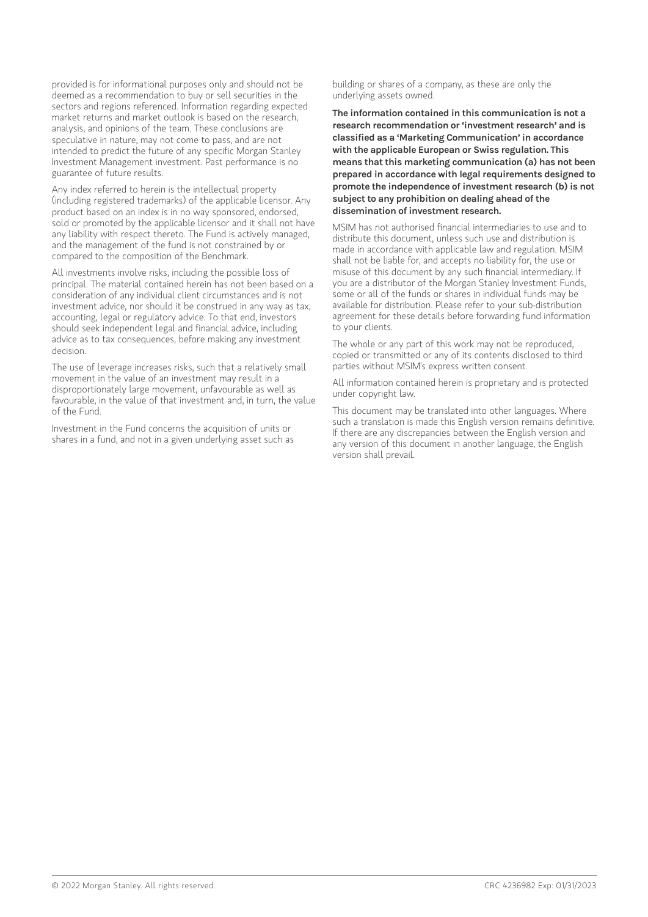provided is for informational purposes only and should not be deemed as a recommendation to buy or sell securities in the sectors and regions referenced. Information regarding expected market returns and market outlook is based on the research, analysis, and opinions of the team. These conclusions are speculative in nature, may not come to pass, and are not intended to predict the future of any specific Morgan Stanley Investment Management investment. Past performance is no guarantee of future results.

Any index referred to herein is the intellectual property (including registered trademarks) of the applicable licensor. Any product based on an index is in no way sponsored, endorsed, sold or promoted by the applicable licensor and it shall not have any liability with respect thereto. The Fund is actively managed, and the management of the fund is not constrained by or compared to the composition of the Benchmark.

All investments involve risks, including the possible loss of principal. The material contained herein has not been based on a consideration of any individual client circumstances and is not investment advice, nor should it be construed in any way as tax, accounting, legal or regulatory advice. To that end, investors should seek independent legal and financial advice, including advice as to tax consequences, before making any investment decision.

The use of leverage increases risks, such that a relatively small movement in the value of an investment may result in a disproportionately large movement, unfavourable as well as favourable, in the value of that investment and, in turn, the value of the Fund.

Investment in the Fund concerns the acquisition of units or shares in a fund, and not in a given underlying asset such as building or shares of a company, as these are only the underlying assets owned.

**The information contained in this communication is not a research recommendation or 'investment research' and is classified as a 'Marketing Communication' in accordance with the applicable European or Swiss regulation. This means that this marketing communication (a) has not been prepared in accordance with legal requirements designed to promote the independence of investment research (b) is not subject to any prohibition on dealing ahead of the dissemination of investment research.**

MSIM has not authorised financial intermediaries to use and to distribute this document, unless such use and distribution is made in accordance with applicable law and regulation. MSIM shall not be liable for, and accepts no liability for, the use or misuse of this document by any such financial intermediary. If you are a distributor of the Morgan Stanley Investment Funds, some or all of the funds or shares in individual funds may be available for distribution. Please refer to your sub-distribution agreement for these details before forwarding fund information to your clients.

The whole or any part of this work may not be reproduced, copied or transmitted or any of its contents disclosed to third parties without MSIM's express written consent.

All information contained herein is proprietary and is protected under copyright law.

This document may be translated into other languages. Where such a translation is made this English version remains definitive. If there are any discrepancies between the English version and any version of this document in another language, the English version shall prevail.

© 2022 Morgan Stanley. All rights reserved.

CRC 4236982 Exp: 01/31/2023